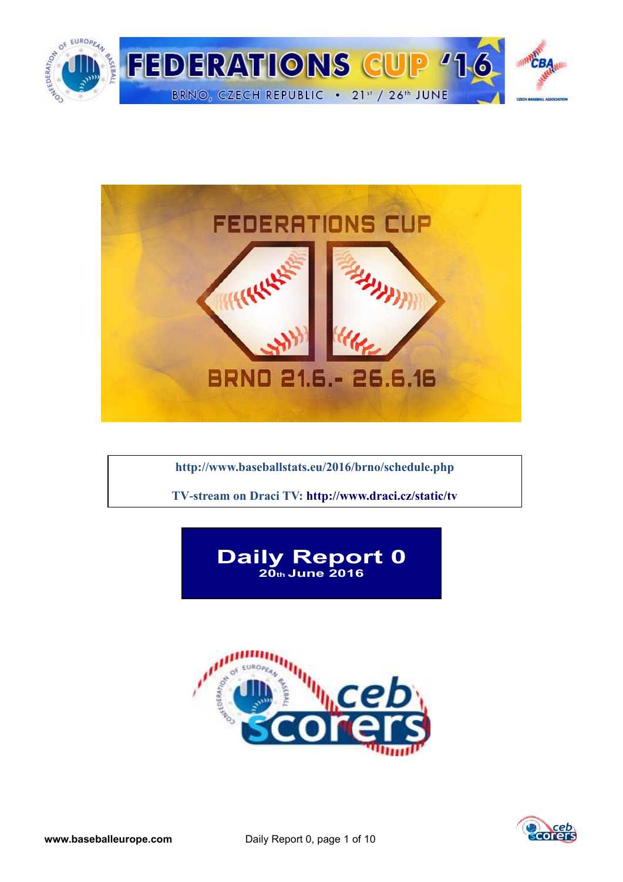# FEDERATIONS CUP '16

BRNO, CZECH REPUBLIC • 21st / 26th JUNE

FEDERATIONS CUP

BRNO 21.6.- 26.6.16

http://www.baseballstats.eu/2016/brno/schedule.php

TV-stream on Draci TV: http://www.draci.cz/static/tv

# Daily Report 0

**20th June 2016**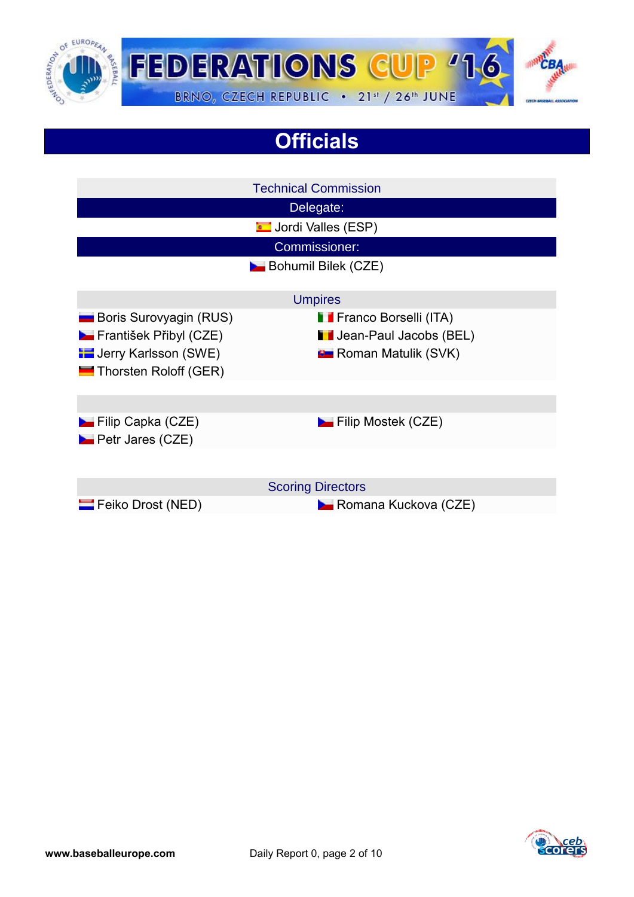# Officials

## Technical Commission

**Delegate:**

Jordi Valles (ESP)

**Commissioner:**

Bohumil Bilek (CZE)

## Umpires

| | |
|---|---|
| Boris Surovyagin (RUS) | Franco Borselli (ITA) |
| František Přibyl (CZE) | Jean-Paul Jacobs (BEL) |
| Jerry Karlsson (SWE) | Roman Matulik (SVK) |
| Thorsten Roloff (GER) | |

| | |
|---|---|
| Filip Capka (CZE) | Filip Mostek (CZE) |
| Petr Jares (CZE) | |

## Scoring Directors

| | |
|---|---|
| Feiko Drost (NED) | Romana Kuckova (CZE) |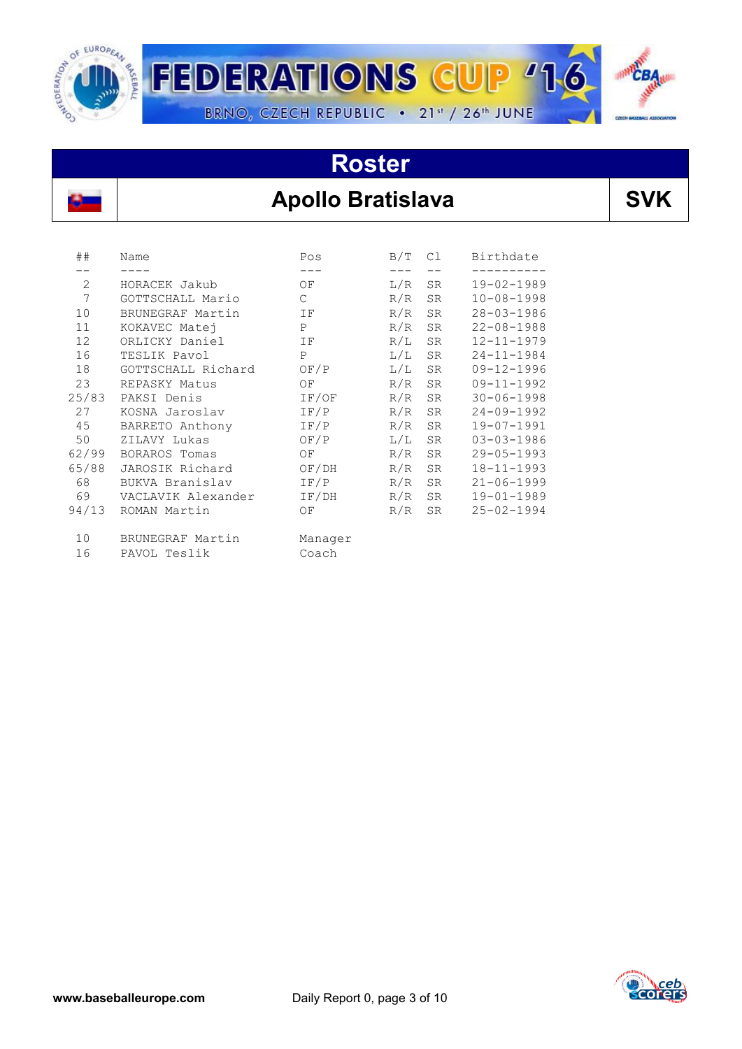FEDERATIONS CUP '16

BRNO, CZECH REPUBLIC • 21st / 26th JUNE

# Roster

## Apollo Bratislava — SVK

| ## | Name | Pos | B/T | Cl | Birthdate |
|---|---|---|---|---|---|
| 2 | HORACEK Jakub | OF | L/R | SR | 19-02-1989 |
| 7 | GOTTSCHALL Mario | C | R/R | SR | 10-08-1998 |
| 10 | BRUNEGRAF Martin | IF | R/R | SR | 28-03-1986 |
| 11 | KOKAVEC Matej | P | R/R | SR | 22-08-1988 |
| 12 | ORLICKY Daniel | IF | R/L | SR | 12-11-1979 |
| 16 | TESLIK Pavol | P | L/L | SR | 24-11-1984 |
| 18 | GOTTSCHALL Richard | OF/P | L/L | SR | 09-12-1996 |
| 23 | REPASKY Matus | OF | R/R | SR | 09-11-1992 |
| 25/83 | PAKSI Denis | IF/OF | R/R | SR | 30-06-1998 |
| 27 | KOSNA Jaroslav | IF/P | R/R | SR | 24-09-1992 |
| 45 | BARRETO Anthony | IF/P | R/R | SR | 19-07-1991 |
| 50 | ZILAVY Lukas | OF/P | L/L | SR | 03-03-1986 |
| 62/99 | BORAROS Tomas | OF | R/R | SR | 29-05-1993 |
| 65/88 | JAROSIK Richard | OF/DH | R/R | SR | 18-11-1993 |
| 68 | BUKVA Branislav | IF/P | R/R | SR | 21-06-1999 |
| 69 | VACLAVIK Alexander | IF/DH | R/R | SR | 19-01-1989 |
| 94/13 | ROMAN Martin | OF | R/R | SR | 25-02-1994 |

| ## | Name | Role |
|---|---|---|
| 10 | BRUNEGRAF Martin | Manager |
| 16 | PAVOL Teslik | Coach |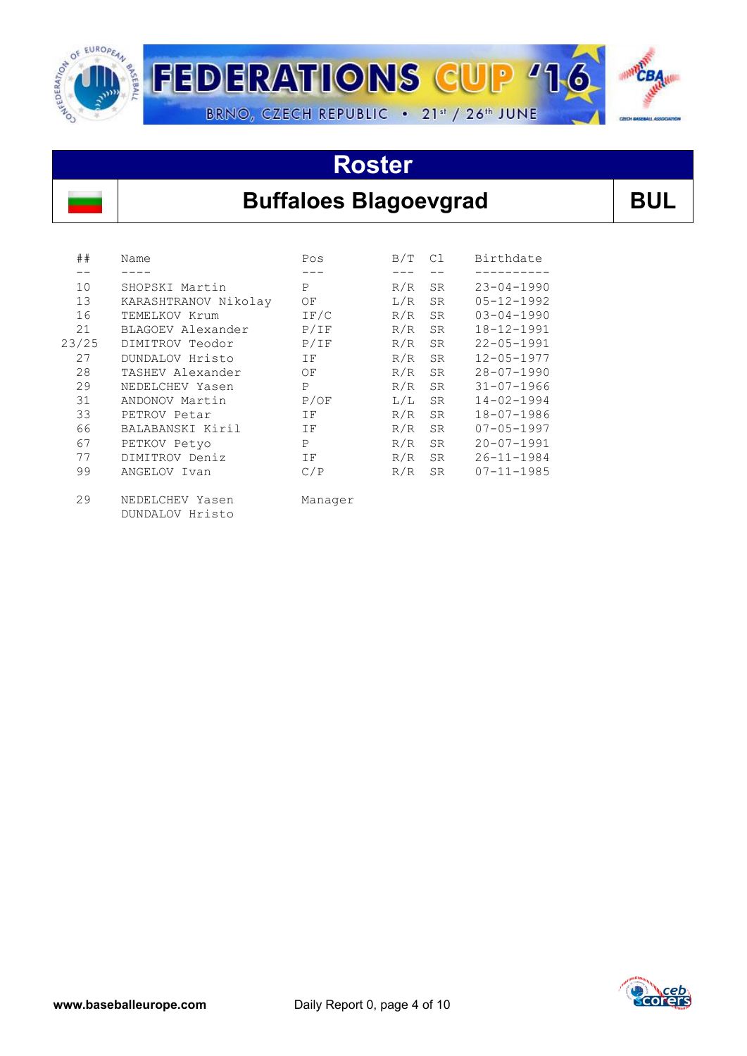# Roster

## Buffaloes Blagoevgrad — BUL

| ## | Name | Pos | B/T | Cl | Birthdate |
|---|---|---|---|---|---|
| 10 | SHOPSKI Martin | P | R/R | SR | 23-04-1990 |
| 13 | KARASHTRANOV Nikolay | OF | L/R | SR | 05-12-1992 |
| 16 | TEMELKOV Krum | IF/C | R/R | SR | 03-04-1990 |
| 21 | BLAGOEV Alexander | P/IF | R/R | SR | 18-12-1991 |
| 23/25 | DIMITROV Teodor | P/IF | R/R | SR | 22-05-1991 |
| 27 | DUNDALOV Hristo | IF | R/R | SR | 12-05-1977 |
| 28 | TASHEV Alexander | OF | R/R | SR | 28-07-1990 |
| 29 | NEDELCHEV Yasen | P | R/R | SR | 31-07-1966 |
| 31 | ANDONOV Martin | P/OF | L/L | SR | 14-02-1994 |
| 33 | PETROV Petar | IF | R/R | SR | 18-07-1986 |
| 66 | BALABANSKI Kiril | IF | R/R | SR | 07-05-1997 |
| 67 | PETKOV Petyo | P | R/R | SR | 20-07-1991 |
| 77 | DIMITROV Deniz | IF | R/R | SR | 26-11-1984 |
| 99 | ANGELOV Ivan | C/P | R/R | SR | 07-11-1985 |

| ## | Name | Pos |
|---|---|---|
| 29 | NEDELCHEV Yasen | Manager |
| | DUNDALOV Hristo | |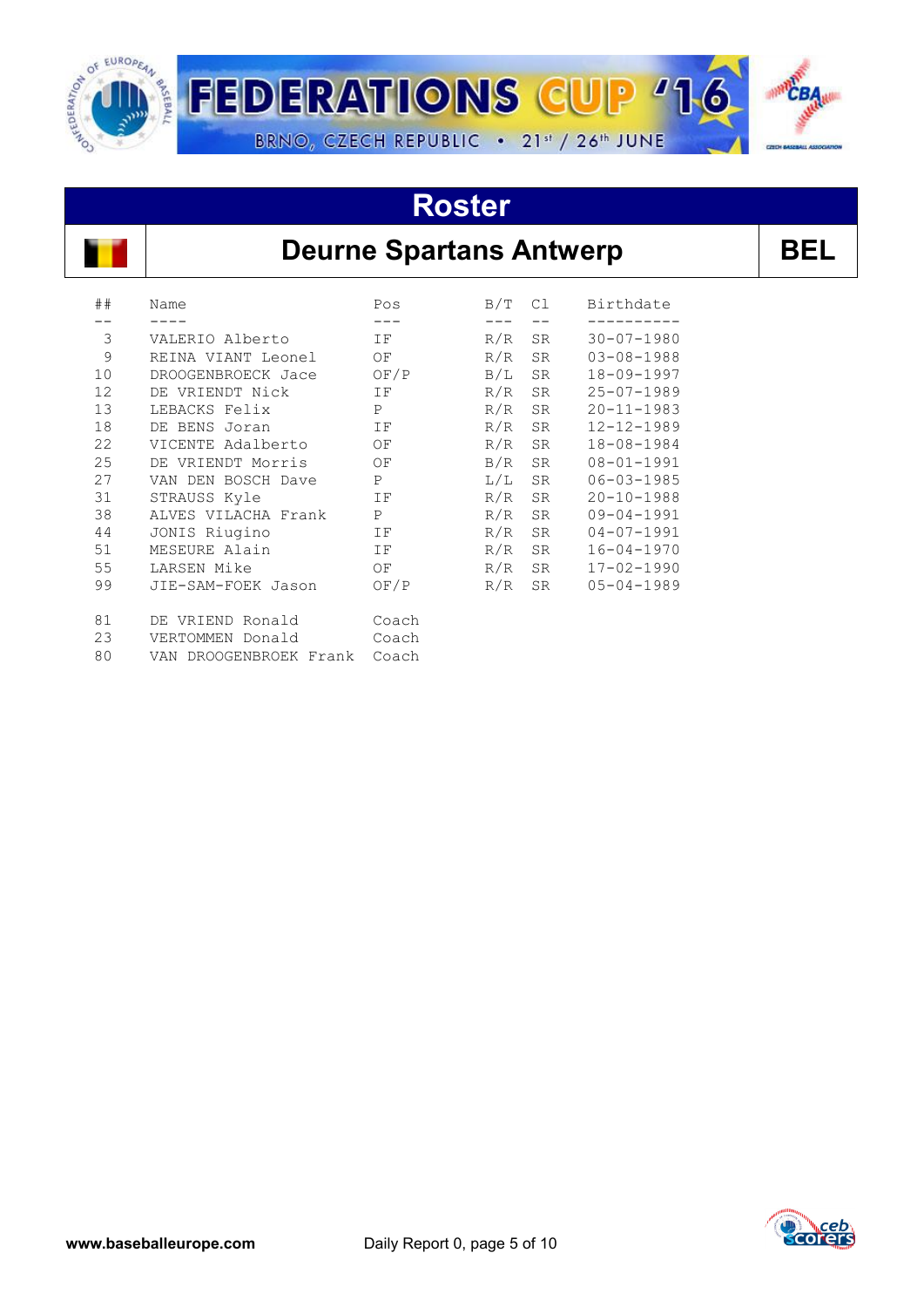# FEDERATIONS CUP '16

BRNO, CZECH REPUBLIC • 21st / 26th JUNE

## Roster

## Deurne Spartans Antwerp — BEL

| ## | Name | Pos | B/T | Cl | Birthdate |
|---|---|---|---|---|---|
| 3 | VALERIO Alberto | IF | R/R | SR | 30-07-1980 |
| 9 | REINA VIANT Leonel | OF | R/R | SR | 03-08-1988 |
| 10 | DROOGENBROECK Jace | OF/P | B/L | SR | 18-09-1997 |
| 12 | DE VRIENDT Nick | IF | R/R | SR | 25-07-1989 |
| 13 | LEBACKS Felix | P | R/R | SR | 20-11-1983 |
| 18 | DE BENS Joran | IF | R/R | SR | 12-12-1989 |
| 22 | VICENTE Adalberto | OF | R/R | SR | 18-08-1984 |
| 25 | DE VRIENDT Morris | OF | B/R | SR | 08-01-1991 |
| 27 | VAN DEN BOSCH Dave | P | L/L | SR | 06-03-1985 |
| 31 | STRAUSS Kyle | IF | R/R | SR | 20-10-1988 |
| 38 | ALVES VILACHA Frank | P | R/R | SR | 09-04-1991 |
| 44 | JONIS Riugino | IF | R/R | SR | 04-07-1991 |
| 51 | MESEURE Alain | IF | R/R | SR | 16-04-1970 |
| 55 | LARSEN Mike | OF | R/R | SR | 17-02-1990 |
| 99 | JIE-SAM-FOEK Jason | OF/P | R/R | SR | 05-04-1989 |
| 81 | DE VRIEND Ronald | Coach | | | |
| 23 | VERTOMMEN Donald | Coach | | | |
| 80 | VAN DROOGENBROEK Frank | Coach | | | |

www.baseballeurope.com — Daily Report 0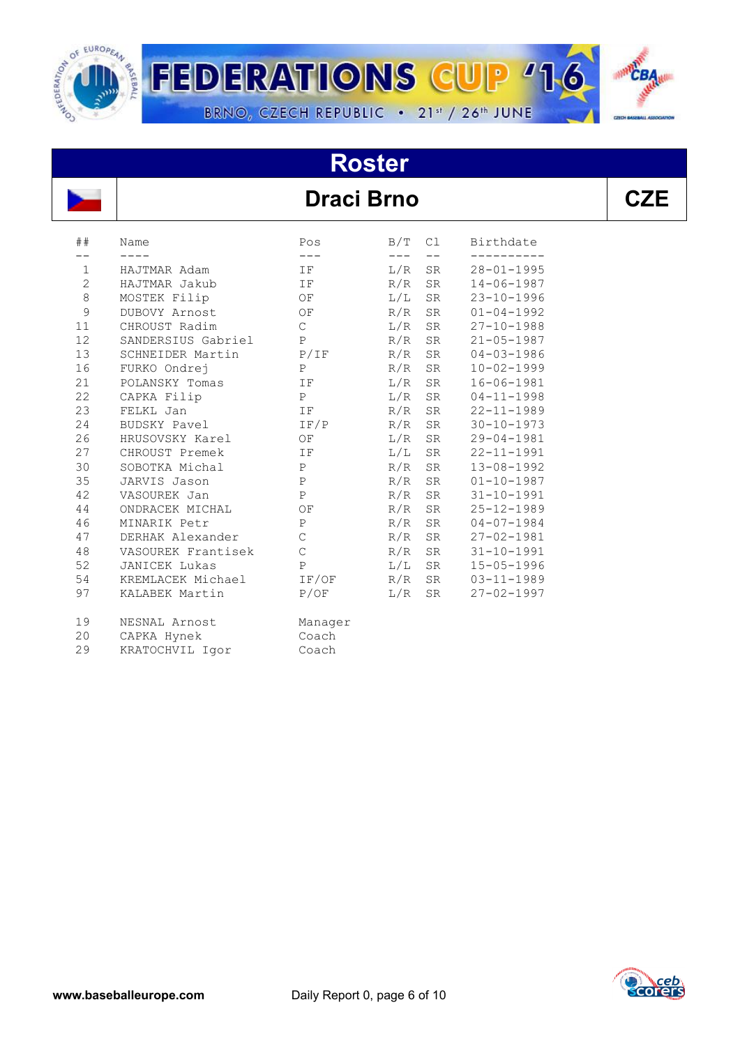# FEDERATIONS CUP '16

BRNO, CZECH REPUBLIC • 21st / 26th JUNE

## Roster

## Draci Brno — CZE

| ## | Name | Pos | B/T | Cl | Birthdate |
|---|---|---|---|---|---|
| 1 | HAJTMAR Adam | IF | L/R | SR | 28-01-1995 |
| 2 | HAJTMAR Jakub | IF | R/R | SR | 14-06-1987 |
| 8 | MOSTEK Filip | OF | L/L | SR | 23-10-1996 |
| 9 | DUBOVY Arnost | OF | R/R | SR | 01-04-1992 |
| 11 | CHROUST Radim | C | L/R | SR | 27-10-1988 |
| 12 | SANDERSIUS Gabriel | P | R/R | SR | 21-05-1987 |
| 13 | SCHNEIDER Martin | P/IF | R/R | SR | 04-03-1986 |
| 16 | FURKO Ondrej | P | R/R | SR | 10-02-1999 |
| 21 | POLANSKY Tomas | IF | L/R | SR | 16-06-1981 |
| 22 | CAPKA Filip | P | L/R | SR | 04-11-1998 |
| 23 | FELKL Jan | IF | R/R | SR | 22-11-1989 |
| 24 | BUDSKY Pavel | IF/P | R/R | SR | 30-10-1973 |
| 26 | HRUSOVSKY Karel | OF | L/R | SR | 29-04-1981 |
| 27 | CHROUST Premek | IF | L/L | SR | 22-11-1991 |
| 30 | SOBOTKA Michal | P | R/R | SR | 13-08-1992 |
| 35 | JARVIS Jason | P | R/R | SR | 01-10-1987 |
| 42 | VASOUREK Jan | P | R/R | SR | 31-10-1991 |
| 44 | ONDRACEK MICHAL | OF | R/R | SR | 25-12-1989 |
| 46 | MINARIK Petr | P | R/R | SR | 04-07-1984 |
| 47 | DERHAK Alexander | C | R/R | SR | 27-02-1981 |
| 48 | VASOUREK Frantisek | C | R/R | SR | 31-10-1991 |
| 52 | JANICEK Lukas | P | L/L | SR | 15-05-1996 |
| 54 | KREMLACEK Michael | IF/OF | R/R | SR | 03-11-1989 |
| 97 | KALABEK Martin | P/OF | L/R | SR | 27-02-1997 |

| ## | Name | Pos |
|---|---|---|
| 19 | NESNAL Arnost | Manager |
| 20 | CAPKA Hynek | Coach |
| 29 | KRATOCHVIL Igor | Coach |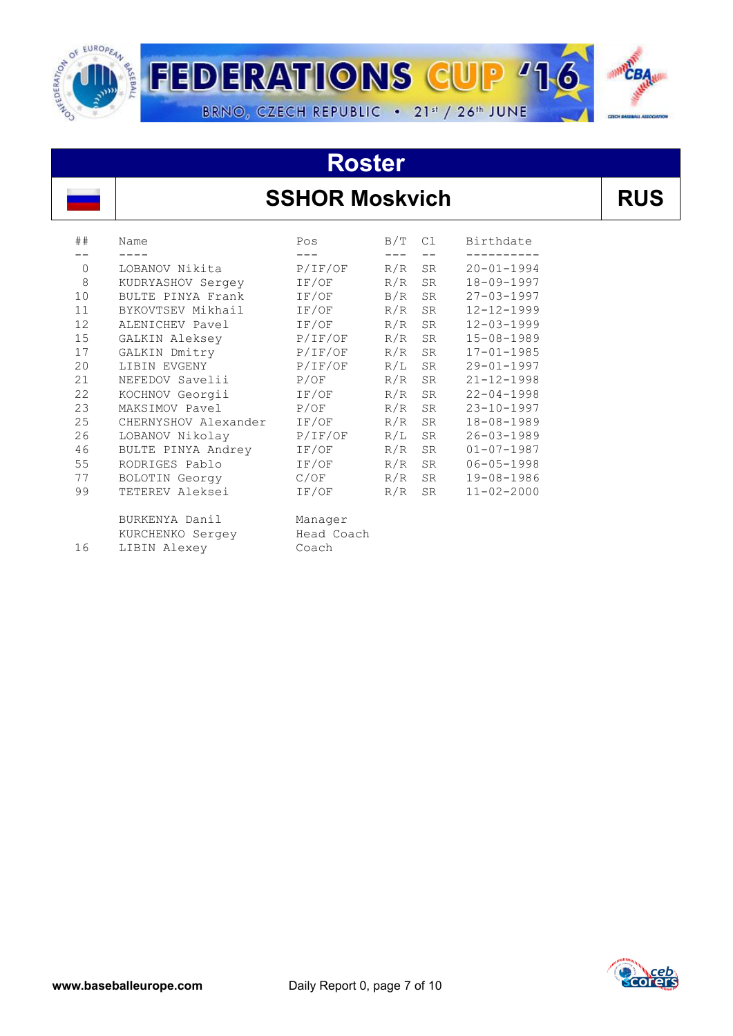# FEDERATIONS CUP '16

BRNO, CZECH REPUBLIC • 21st / 26th JUNE

## Roster

## SSHOR Moskvich — RUS

| ## | Name | Pos | B/T | Cl | Birthdate |
|---|---|---|---|---|---|
| 0 | LOBANOV Nikita | P/IF/OF | R/R | SR | 20-01-1994 |
| 8 | KUDRYASHOV Sergey | IF/OF | R/R | SR | 18-09-1997 |
| 10 | BULTE PINYA Frank | IF/OF | B/R | SR | 27-03-1997 |
| 11 | BYKOVTSEV Mikhail | IF/OF | R/R | SR | 12-12-1999 |
| 12 | ALENICHEV Pavel | IF/OF | R/R | SR | 12-03-1999 |
| 15 | GALKIN Aleksey | P/IF/OF | R/R | SR | 15-08-1989 |
| 17 | GALKIN Dmitry | P/IF/OF | R/R | SR | 17-01-1985 |
| 20 | LIBIN EVGENY | P/IF/OF | R/L | SR | 29-01-1997 |
| 21 | NEFEDOV Savelii | P/OF | R/R | SR | 21-12-1998 |
| 22 | KOCHNOV Georgii | IF/OF | R/R | SR | 22-04-1998 |
| 23 | MAKSIMOV Pavel | P/OF | R/R | SR | 23-10-1997 |
| 25 | CHERNYSHOV Alexander | IF/OF | R/R | SR | 18-08-1989 |
| 26 | LOBANOV Nikolay | P/IF/OF | R/L | SR | 26-03-1989 |
| 46 | BULTE PINYA Andrey | IF/OF | R/R | SR | 01-07-1987 |
| 55 | RODRIGES Pablo | IF/OF | R/R | SR | 06-05-1998 |
| 77 | BOLOTIN Georgy | C/OF | R/R | SR | 19-08-1986 |
| 99 | TETEREV Aleksei | IF/OF | R/R | SR | 11-02-2000 |
| | BURKENYA Danil | Manager | | | |
| | KURCHENKO Sergey | Head Coach | | | |
| 16 | LIBIN Alexey | Coach | | | |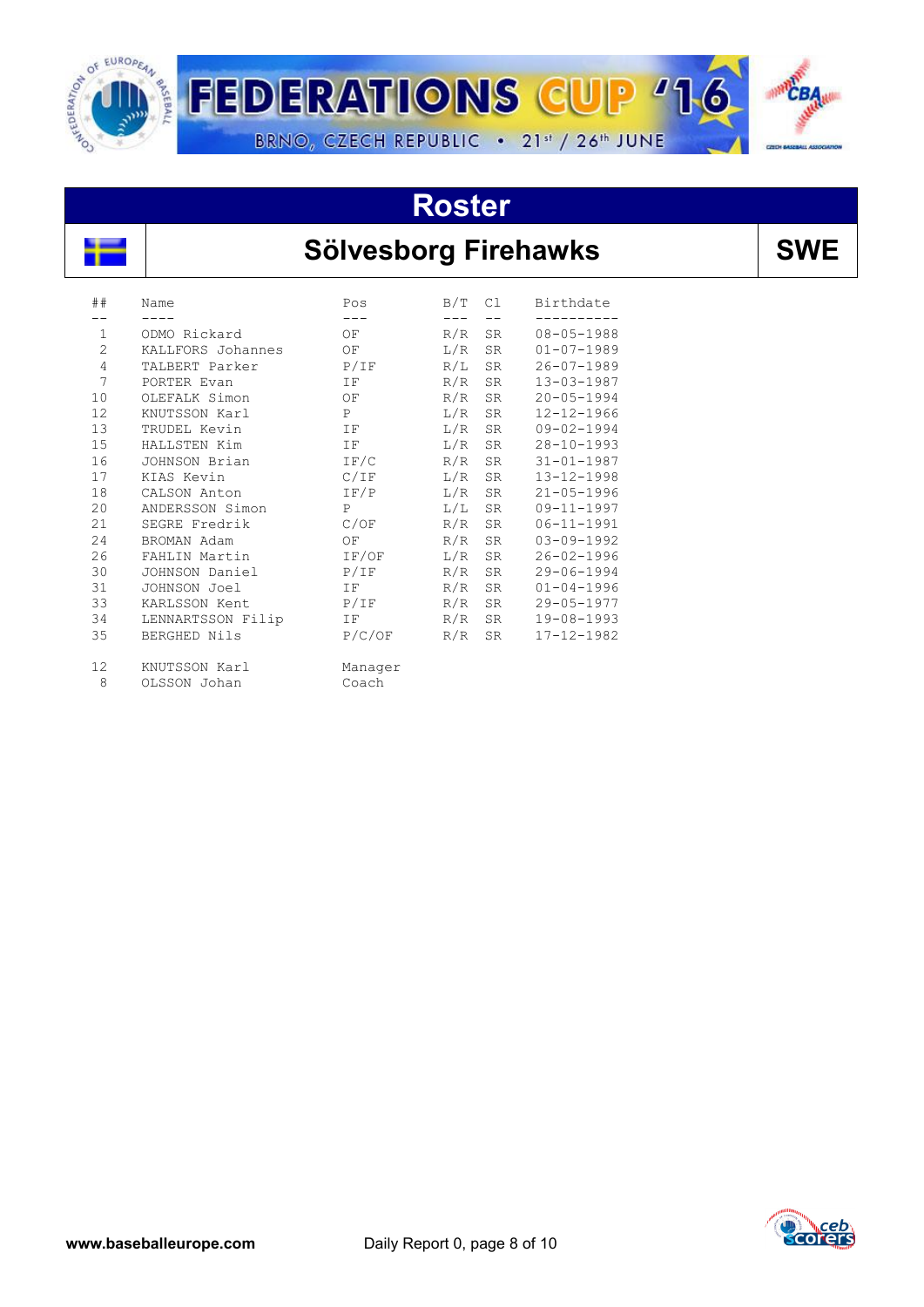# Roster

## Sölvesborg Firehawks — SWE

| ## | Name | Pos | B/T | Cl | Birthdate |
|---|---|---|---|---|---|
| 1 | ODMO Rickard | OF | R/R | SR | 08-05-1988 |
| 2 | KALLFORS Johannes | OF | L/R | SR | 01-07-1989 |
| 4 | TALBERT Parker | P/IF | R/L | SR | 26-07-1989 |
| 7 | PORTER Evan | IF | R/R | SR | 13-03-1987 |
| 10 | OLEFALK Simon | OF | R/R | SR | 20-05-1994 |
| 12 | KNUTSSON Karl | P | L/R | SR | 12-12-1966 |
| 13 | TRUDEL Kevin | IF | L/R | SR | 09-02-1994 |
| 15 | HALLSTEN Kim | IF | L/R | SR | 28-10-1993 |
| 16 | JOHNSON Brian | IF/C | R/R | SR | 31-01-1987 |
| 17 | KIAS Kevin | C/IF | L/R | SR | 13-12-1998 |
| 18 | CALSON Anton | IF/P | L/R | SR | 21-05-1996 |
| 20 | ANDERSSON Simon | P | L/L | SR | 09-11-1997 |
| 21 | SEGRE Fredrik | C/OF | R/R | SR | 06-11-1991 |
| 24 | BROMAN Adam | OF | R/R | SR | 03-09-1992 |
| 26 | FAHLIN Martin | IF/OF | L/R | SR | 26-02-1996 |
| 30 | JOHNSON Daniel | P/IF | R/R | SR | 29-06-1994 |
| 31 | JOHNSON Joel | IF | R/R | SR | 01-04-1996 |
| 33 | KARLSSON Kent | P/IF | R/R | SR | 29-05-1977 |
| 34 | LENNARTSSON Filip | IF | R/R | SR | 19-08-1993 |
| 35 | BERGHED Nils | P/C/OF | R/R | SR | 17-12-1982 |

| ## | Name | Pos |
|---|---|---|
| 12 | KNUTSSON Karl | Manager |
| 8 | OLSSON Johan | Coach |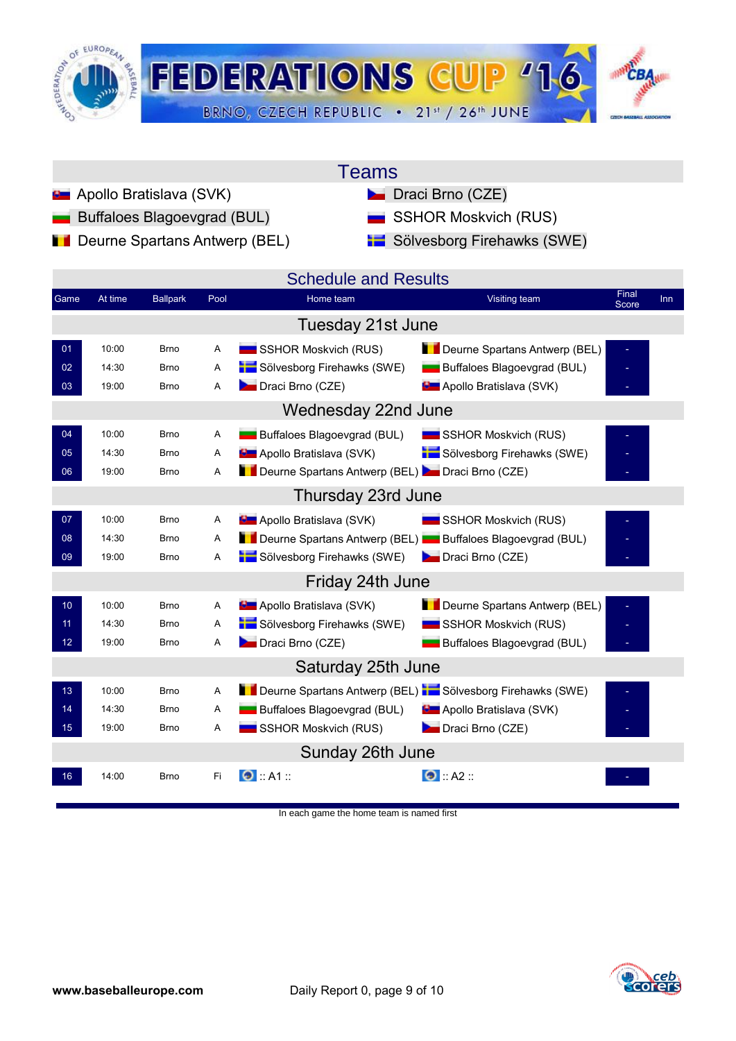# FEDERATIONS CUP '16

BRNO, CZECH REPUBLIC • 21st / 26th JUNE

## Teams

- Apollo Bratislava (SVK)
- Buffaloes Blagoevgrad (BUL)
- Deurne Spartans Antwerp (BEL)
- Draci Brno (CZE)
- SSHOR Moskvich (RUS)
- Sölvesborg Firehawks (SWE)

## Schedule and Results

| Game | At time | Ballpark | Pool | Home team | Visiting team | Final Score | Inn |
|---|---|---|---|---|---|---|---|
| **Tuesday 21st June** | | | | | | | |
| 01 | 10:00 | Brno | A | SSHOR Moskvich (RUS) | Deurne Spartans Antwerp (BEL) | - | |
| 02 | 14:30 | Brno | A | Sölvesborg Firehawks (SWE) | Buffaloes Blagoevgrad (BUL) | - | |
| 03 | 19:00 | Brno | A | Draci Brno (CZE) | Apollo Bratislava (SVK) | - | |
| **Wednesday 22nd June** | | | | | | | |
| 04 | 10:00 | Brno | A | Buffaloes Blagoevgrad (BUL) | SSHOR Moskvich (RUS) | - | |
| 05 | 14:30 | Brno | A | Apollo Bratislava (SVK) | Sölvesborg Firehawks (SWE) | - | |
| 06 | 19:00 | Brno | A | Deurne Spartans Antwerp (BEL) | Draci Brno (CZE) | - | |
| **Thursday 23rd June** | | | | | | | |
| 07 | 10:00 | Brno | A | Apollo Bratislava (SVK) | SSHOR Moskvich (RUS) | - | |
| 08 | 14:30 | Brno | A | Deurne Spartans Antwerp (BEL) | Buffaloes Blagoevgrad (BUL) | - | |
| 09 | 19:00 | Brno | A | Sölvesborg Firehawks (SWE) | Draci Brno (CZE) | - | |
| **Friday 24th June** | | | | | | | |
| 10 | 10:00 | Brno | A | Apollo Bratislava (SVK) | Deurne Spartans Antwerp (BEL) | - | |
| 11 | 14:30 | Brno | A | Sölvesborg Firehawks (SWE) | SSHOR Moskvich (RUS) | - | |
| 12 | 19:00 | Brno | A | Draci Brno (CZE) | Buffaloes Blagoevgrad (BUL) | - | |
| **Saturday 25th June** | | | | | | | |
| 13 | 10:00 | Brno | A | Deurne Spartans Antwerp (BEL) | Sölvesborg Firehawks (SWE) | - | |
| 14 | 14:30 | Brno | A | Buffaloes Blagoevgrad (BUL) | Apollo Bratislava (SVK) | - | |
| 15 | 19:00 | Brno | A | SSHOR Moskvich (RUS) | Draci Brno (CZE) | - | |
| **Sunday 26th June** | | | | | | | |
| 16 | 14:00 | Brno | Fi | :: A1 :: | :: A2 :: | - | |

In each game the home team is named first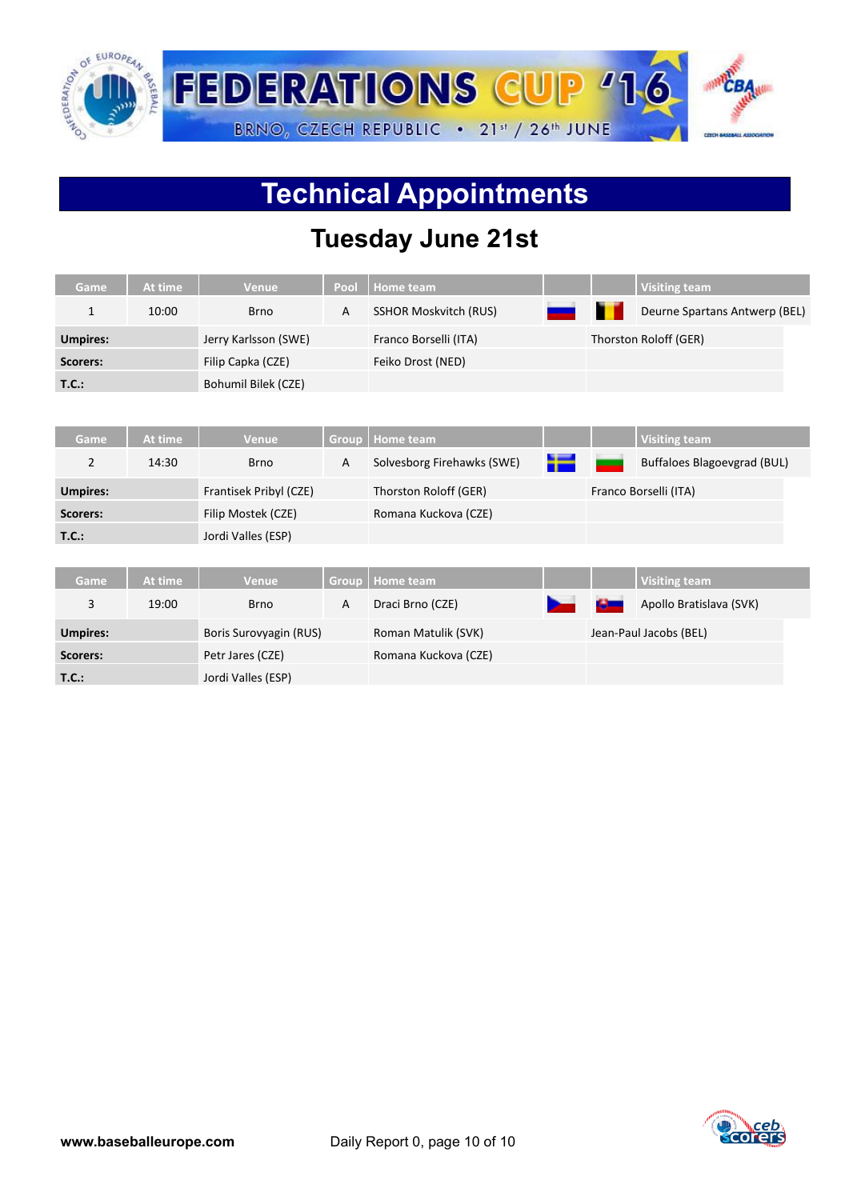FEDERATIONS CUP '16

BRNO, CZECH REPUBLIC • 21st / 26th JUNE

# Technical Appointments

## Tuesday June 21st

| Game | At time | Venue | Pool | Home team | | | Visiting team |
|---|---|---|---|---|---|---|---|
| 1 | 10:00 | Brno | A | SSHOR Moskvitch (RUS) | | | Deurne Spartans Antwerp (BEL) |
| **Umpires:** | | Jerry Karlsson (SWE) | | Franco Borselli (ITA) | | Thorston Roloff (GER) | |
| **Scorers:** | | Filip Capka (CZE) | | Feiko Drost (NED) | | | |
| **T.C.:** | | Bohumil Bilek (CZE) | | | | | |

| Game | At time | Venue | Group | Home team | | | Visiting team |
|---|---|---|---|---|---|---|---|
| 2 | 14:30 | Brno | A | Solvesborg Firehawks (SWE) | | | Buffaloes Blagoevgrad (BUL) |
| **Umpires:** | | Frantisek Pribyl (CZE) | | Thorston Roloff (GER) | | Franco Borselli (ITA) | |
| **Scorers:** | | Filip Mostek (CZE) | | Romana Kuckova (CZE) | | | |
| **T.C.:** | | Jordi Valles (ESP) | | | | | |

| Game | At time | Venue | Group | Home team | | | Visiting team |
|---|---|---|---|---|---|---|---|
| 3 | 19:00 | Brno | A | Draci Brno (CZE) | | | Apollo Bratislava (SVK) |
| **Umpires:** | | Boris Surovyagin (RUS) | | Roman Matulik (SVK) | | Jean-Paul Jacobs (BEL) | |
| **Scorers:** | | Petr Jares (CZE) | | Romana Kuckova (CZE) | | | |
| **T.C.:** | | Jordi Valles (ESP) | | | | | |

www.baseballeurope.com